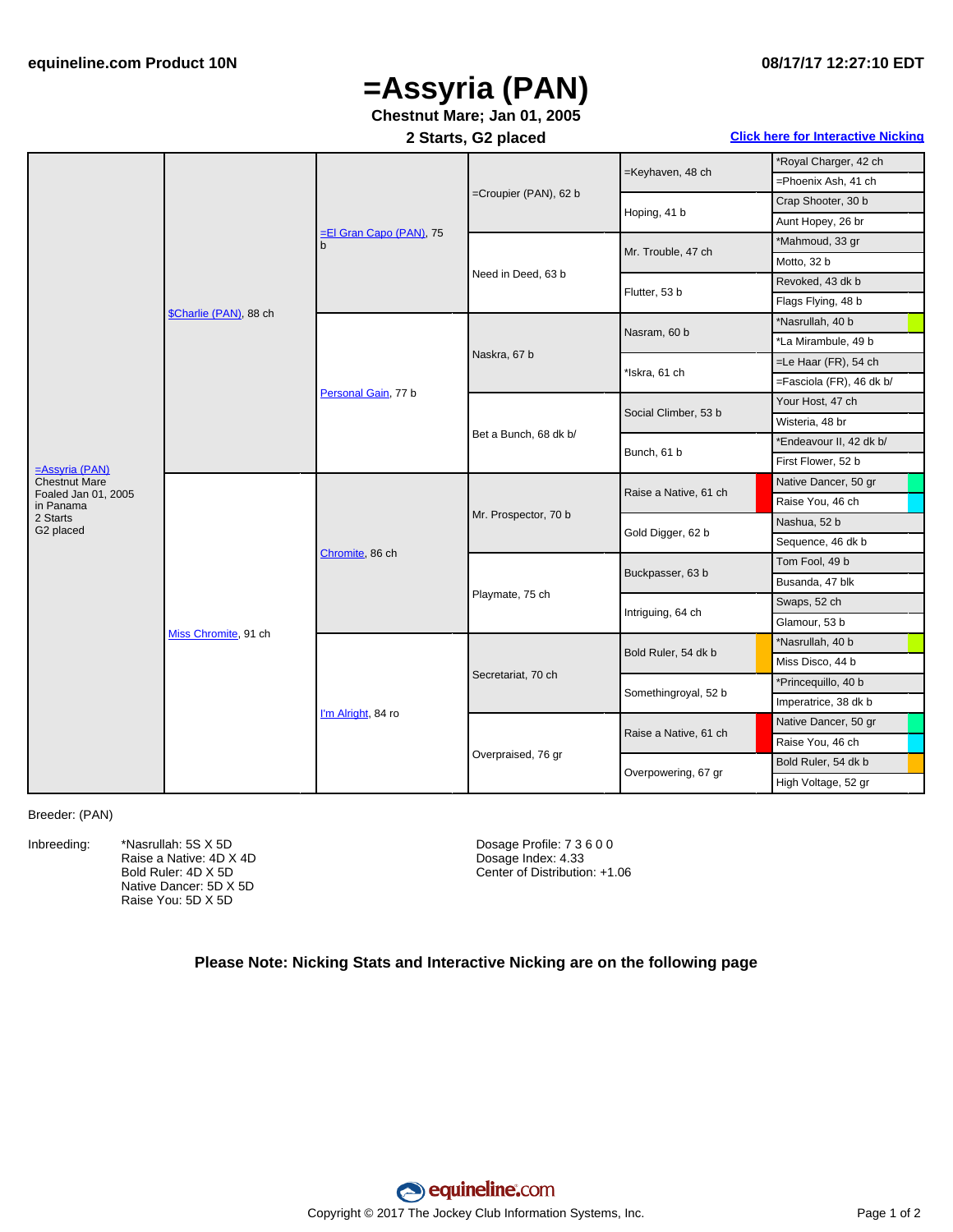# =Assyria (PAN)

**Chestnut Mare; Jan 01, 2005**

**2 Starts, G2 placed**

Click here for Interactive Nicking

| Horse | Sire/Dam | Grandparents | Great-Grandparents | 3rd Generation | 4th Generation |
|---|---|---|---|---|---|
| =Assyria (PAN) Chestnut Mare Foaled Jan 01, 2005 in Panama 2 Starts G2 placed | $Charlie (PAN), 88 ch | =El Gran Capo (PAN), 75 b | =Croupier (PAN), 62 b | =Keyhaven, 48 ch | *Royal Charger, 42 ch |
| | | | | | =Phoenix Ash, 41 ch |
| | | | | Hoping, 41 b | Crap Shooter, 30 b |
| | | | | | Aunt Hopey, 26 br |
| | | | Need in Deed, 63 b | Mr. Trouble, 47 ch | *Mahmoud, 33 gr |
| | | | | | Motto, 32 b |
| | | | | Flutter, 53 b | Revoked, 43 dk b |
| | | | | | Flags Flying, 48 b |
| | | Personal Gain, 77 b | Naskra, 67 b | Nasram, 60 b | *Nasrullah, 40 b |
| | | | | | *La Mirambule, 49 b |
| | | | | *Iskra, 61 ch | =Le Haar (FR), 54 ch |
| | | | | | =Fasciola (FR), 46 dk b/ |
| | | | Bet a Bunch, 68 dk b/ | Social Climber, 53 b | Your Host, 47 ch |
| | | | | | Wisteria, 48 br |
| | | | | Bunch, 61 b | *Endeavour II, 42 dk b/ |
| | | | | | First Flower, 52 b |
| | Miss Chromite, 91 ch | Chromite, 86 ch | Mr. Prospector, 70 b | Raise a Native, 61 ch | Native Dancer, 50 gr |
| | | | | | Raise You, 46 ch |
| | | | | Gold Digger, 62 b | Nashua, 52 b |
| | | | | | Sequence, 46 dk b |
| | | | Playmate, 75 ch | Buckpasser, 63 b | Tom Fool, 49 b |
| | | | | | Busanda, 47 blk |
| | | | | Intriguing, 64 ch | Swaps, 52 ch |
| | | | | | Glamour, 53 b |
| | | I'm Alright, 84 ro | Secretariat, 70 ch | Bold Ruler, 54 dk b | *Nasrullah, 40 b |
| | | | | | Miss Disco, 44 b |
| | | | | Somethingroyal, 52 b | *Princequillo, 40 b |
| | | | | | Imperatrice, 38 dk b |
| | | | Overpraised, 76 gr | Raise a Native, 61 ch | Native Dancer, 50 gr |
| | | | | | Raise You, 46 ch |
| | | | | Overpowering, 67 gr | Bold Ruler, 54 dk b |
| | | | | | High Voltage, 52 gr |

Breeder: (PAN)

Inbreeding:
- *Nasrullah: 5S X 5D
- Raise a Native: 4D X 4D
- Bold Ruler: 4D X 5D
- Native Dancer: 5D X 5D
- Raise You: 5D X 5D

Dosage Profile: 7 3 6 0 0
Dosage Index: 4.33
Center of Distribution: +1.06

**Please Note: Nicking Stats and Interactive Nicking are on the following page**

Copyright © 2017 The Jockey Club Information Systems, Inc.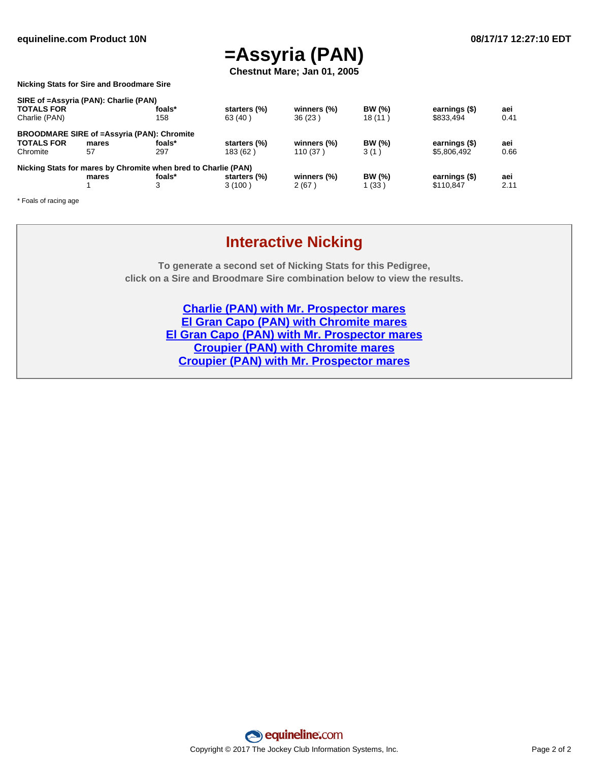# =Assyria (PAN)

**Chestnut Mare; Jan 01, 2005**

**Nicking Stats for Sire and Broodmare Sire**

**SIRE of =Assyria (PAN): Charlie (PAN)**

| TOTALS FOR | | foals* | starters (%) | winners (%) | BW (%) | earnings ($) | aei |
|---|---|---|---|---|---|---|---|
| Charlie (PAN) | | 158 | 63 (40 ) | 36 (23 ) | 18 (11 ) | $833,494 | 0.41 |

**BROODMARE SIRE of =Assyria (PAN): Chromite**

| TOTALS FOR | mares | foals* | starters (%) | winners (%) | BW (%) | earnings ($) | aei |
|---|---|---|---|---|---|---|---|
| Chromite | 57 | 297 | 183 (62 ) | 110 (37 ) | 3 (1 ) | $5,806,492 | 0.66 |

**Nicking Stats for mares by Chromite when bred to Charlie (PAN)**

| | mares | foals* | starters (%) | winners (%) | BW (%) | earnings ($) | aei |
|---|---|---|---|---|---|---|---|
| | 1 | 3 | 3 (100 ) | 2 (67 ) | 1 (33 ) | $110,847 | 2.11 |

* Foals of racing age

## Interactive Nicking

**To generate a second set of Nicking Stats for this Pedigree, click on a Sire and Broodmare Sire combination below to view the results.**

**Charlie (PAN) with Mr. Prospector mares**
**El Gran Capo (PAN) with Chromite mares**
**El Gran Capo (PAN) with Mr. Prospector mares**
**Croupier (PAN) with Chromite mares**
**Croupier (PAN) with Mr. Prospector mares**

Copyright © 2017 The Jockey Club Information Systems, Inc.